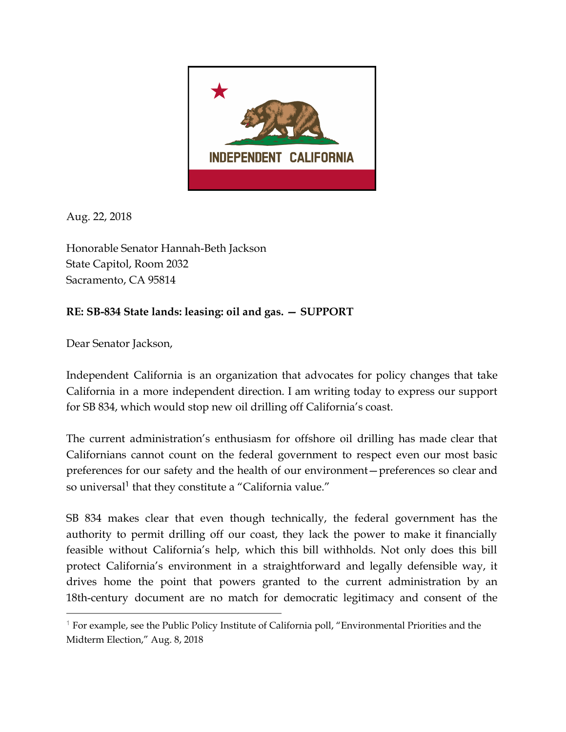INDEPENDENT CALIFORNIA

Aug. 22, 2018

Honorable Senator Hannah-Beth Jackson
State Capitol, Room 2032
Sacramento, CA 95814

**RE: SB-834 State lands: leasing: oil and gas. — SUPPORT**

Dear Senator Jackson,

Independent California is an organization that advocates for policy changes that take California in a more independent direction. I am writing today to express our support for SB 834, which would stop new oil drilling off California's coast.

The current administration's enthusiasm for offshore oil drilling has made clear that Californians cannot count on the federal government to respect even our most basic preferences for our safety and the health of our environment—preferences so clear and so universal[1] that they constitute a "California value."

SB 834 makes clear that even though technically, the federal government has the authority to permit drilling off our coast, they lack the power to make it financially feasible without California's help, which this bill withholds. Not only does this bill protect California's environment in a straightforward and legally defensible way, it drives home the point that powers granted to the current administration by an 18th-century document are no match for democratic legitimacy and consent of the

[1] For example, see the Public Policy Institute of California poll, "Environmental Priorities and the Midterm Election," Aug. 8, 2018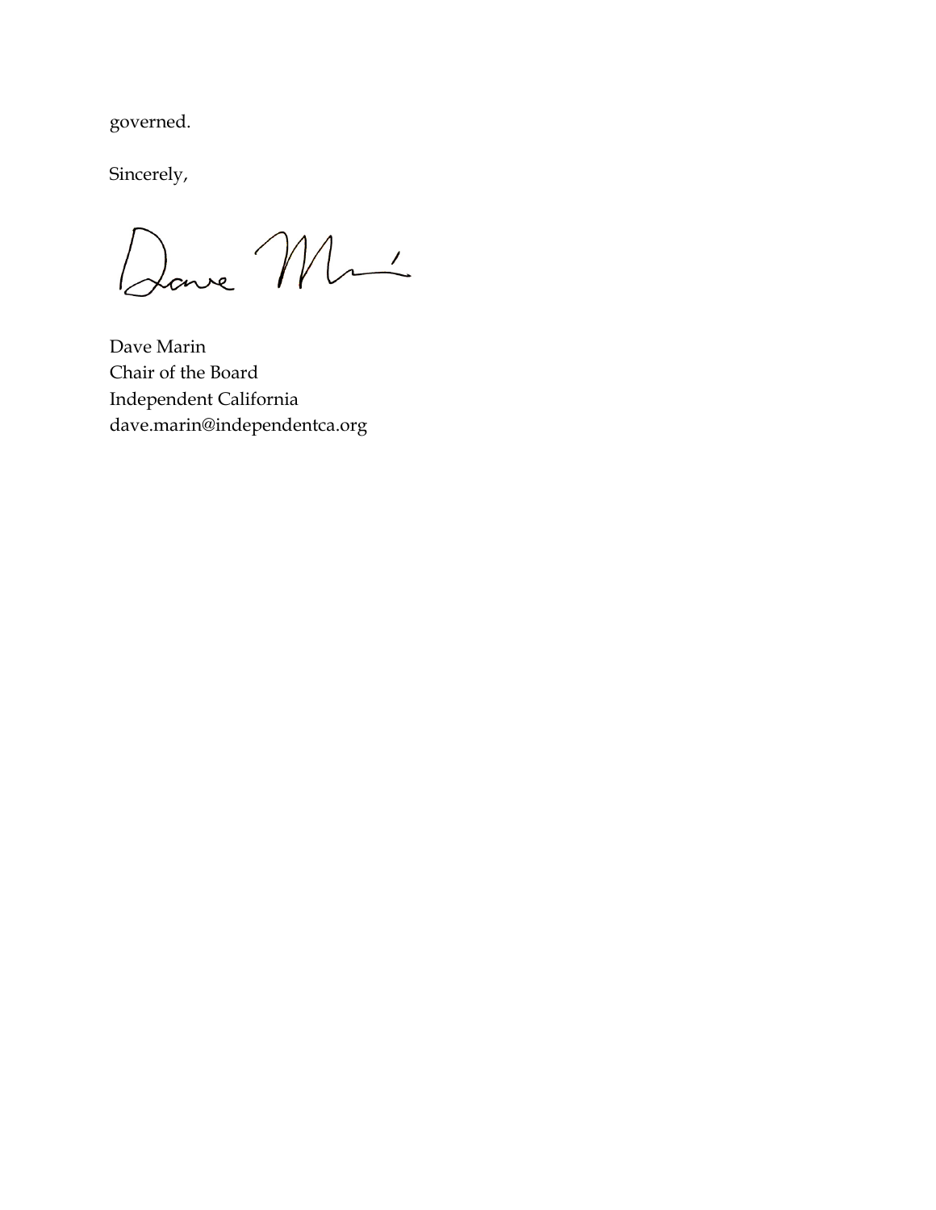governed.

Sincerely,

Dave Marin
Chair of the Board
Independent California
dave.marin@independentca.org